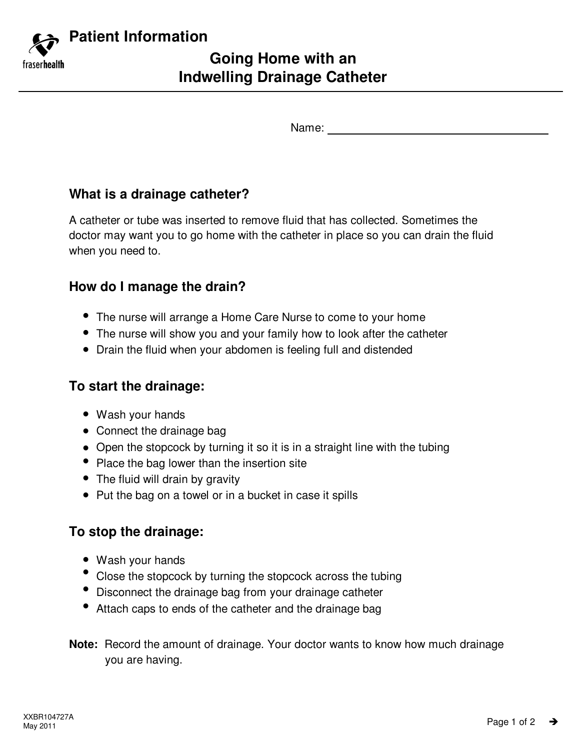Patient Information

# Going Home with an Indwelling Drainage Catheter

Name: ___________________________

## What is a drainage catheter?

A catheter or tube was inserted to remove fluid that has collected. Sometimes the doctor may want you to go home with the catheter in place so you can drain the fluid when you need to.

## How do I manage the drain?

- The nurse will arrange a Home Care Nurse to come to your home
- The nurse will show you and your family how to look after the catheter
- Drain the fluid when your abdomen is feeling full and distended

## To start the drainage:

- Wash your hands
- Connect the drainage bag
- Open the stopcock by turning it so it is in a straight line with the tubing
- Place the bag lower than the insertion site
- The fluid will drain by gravity
- Put the bag on a towel or in a bucket in case it spills

## To stop the drainage:

- Wash your hands
- Close the stopcock by turning the stopcock across the tubing
- Disconnect the drainage bag from your drainage catheter
- Attach caps to ends of the catheter and the drainage bag

**Note:** Record the amount of drainage. Your doctor wants to know how much drainage you are having.

XXBR104727A
May 2011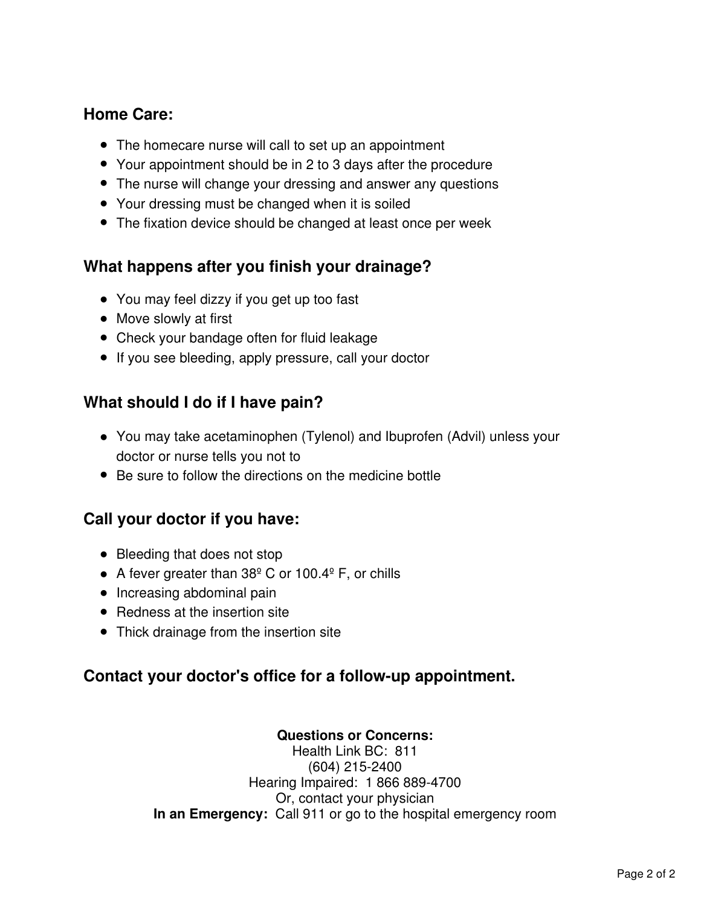## Home Care:

- The homecare nurse will call to set up an appointment
- Your appointment should be in 2 to 3 days after the procedure
- The nurse will change your dressing and answer any questions
- Your dressing must be changed when it is soiled
- The fixation device should be changed at least once per week

## What happens after you finish your drainage?

- You may feel dizzy if you get up too fast
- Move slowly at first
- Check your bandage often for fluid leakage
- If you see bleeding, apply pressure, call your doctor

## What should I do if I have pain?

- You may take acetaminophen (Tylenol) and Ibuprofen (Advil) unless your doctor or nurse tells you not to
- Be sure to follow the directions on the medicine bottle

## Call your doctor if you have:

- Bleeding that does not stop
- A fever greater than 38º C or 100.4º F, or chills
- Increasing abdominal pain
- Redness at the insertion site
- Thick drainage from the insertion site

## Contact your doctor's office for a follow-up appointment.

**Questions or Concerns:**
Health Link BC: 811
(604) 215-2400
Hearing Impaired: 1 866 889-4700
Or, contact your physician
**In an Emergency:** Call 911 or go to the hospital emergency room